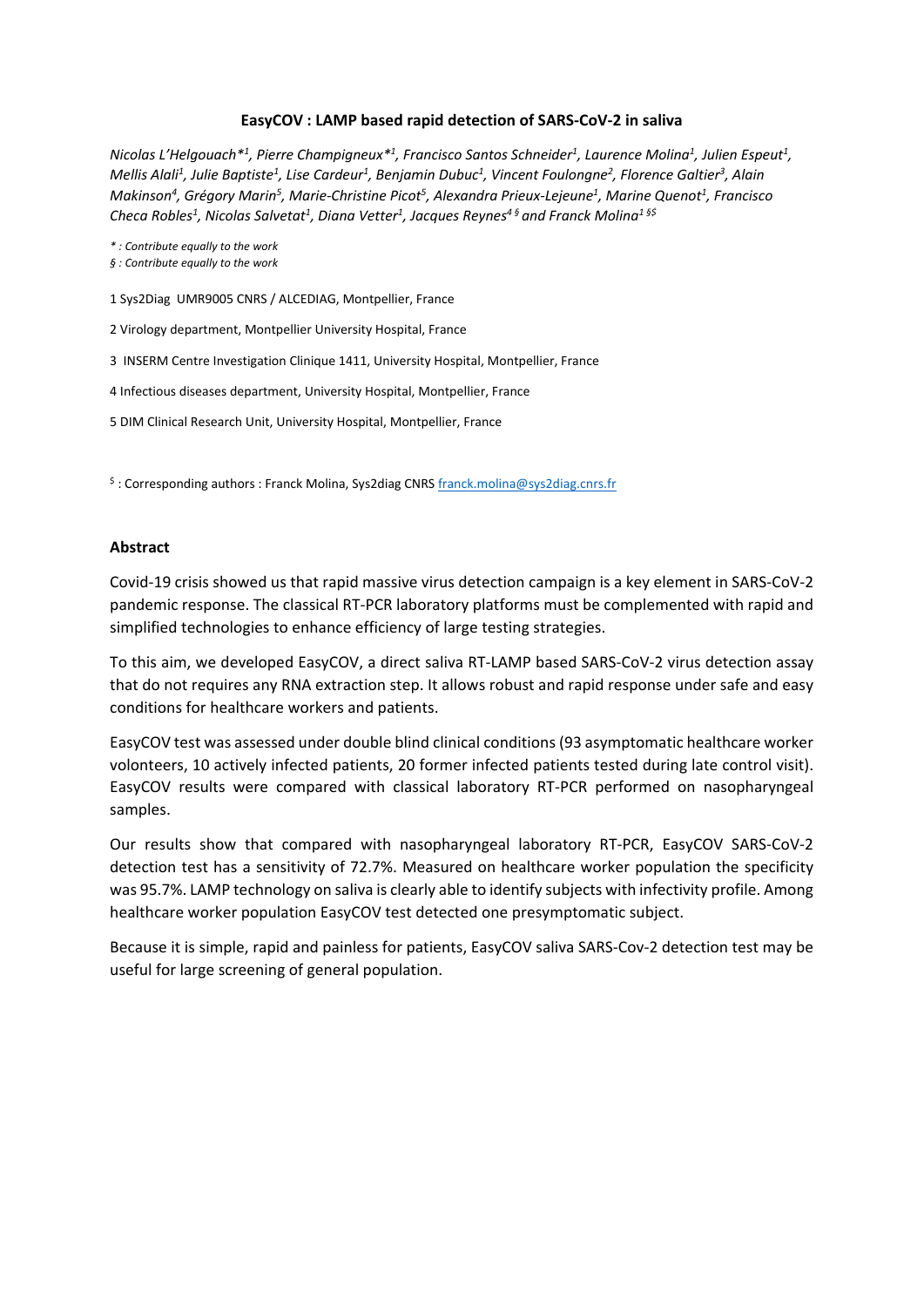# EasyCOV : LAMP based rapid detection of SARS-CoV-2 in saliva

*Nicolas L'Helgouach*[1], Pierre Champigneux*[1], Francisco Santos Schneider[1], Laurence Molina[1], Julien Espeut[1], Mellis Alali[1], Julie Baptiste[1], Lise Cardeur[1], Benjamin Dubuc[1], Vincent Foulongne[2], Florence Galtier[3], Alain Makinson[4], Grégory Marin[5], Marie-Christine Picot[5], Alexandra Prieux-Lejeune[1], Marine Quenot[1], Francisco Checa Robles[1], Nicolas Salvetat[1], Diana Vetter[1], Jacques Reynes[4 §] and Franck Molina[1 §$]*

*\* : Contribute equally to the work*
*§ : Contribute equally to the work*

1 Sys2Diag UMR9005 CNRS / ALCEDIAG, Montpellier, France

2 Virology department, Montpellier University Hospital, France

3 INSERM Centre Investigation Clinique 1411, University Hospital, Montpellier, France

4 Infectious diseases department, University Hospital, Montpellier, France

5 DIM Clinical Research Unit, University Hospital, Montpellier, France

[$] : Corresponding authors : Franck Molina, Sys2diag CNRS franck.molina@sys2diag.cnrs.fr

## Abstract

Covid-19 crisis showed us that rapid massive virus detection campaign is a key element in SARS-CoV-2 pandemic response. The classical RT-PCR laboratory platforms must be complemented with rapid and simplified technologies to enhance efficiency of large testing strategies.

To this aim, we developed EasyCOV, a direct saliva RT-LAMP based SARS-CoV-2 virus detection assay that do not requires any RNA extraction step. It allows robust and rapid response under safe and easy conditions for healthcare workers and patients.

EasyCOV test was assessed under double blind clinical conditions (93 asymptomatic healthcare worker volonteers, 10 actively infected patients, 20 former infected patients tested during late control visit). EasyCOV results were compared with classical laboratory RT-PCR performed on nasopharyngeal samples.

Our results show that compared with nasopharyngeal laboratory RT-PCR, EasyCOV SARS-CoV-2 detection test has a sensitivity of 72.7%. Measured on healthcare worker population the specificity was 95.7%. LAMP technology on saliva is clearly able to identify subjects with infectivity profile. Among healthcare worker population EasyCOV test detected one presymptomatic subject.

Because it is simple, rapid and painless for patients, EasyCOV saliva SARS-Cov-2 detection test may be useful for large screening of general population.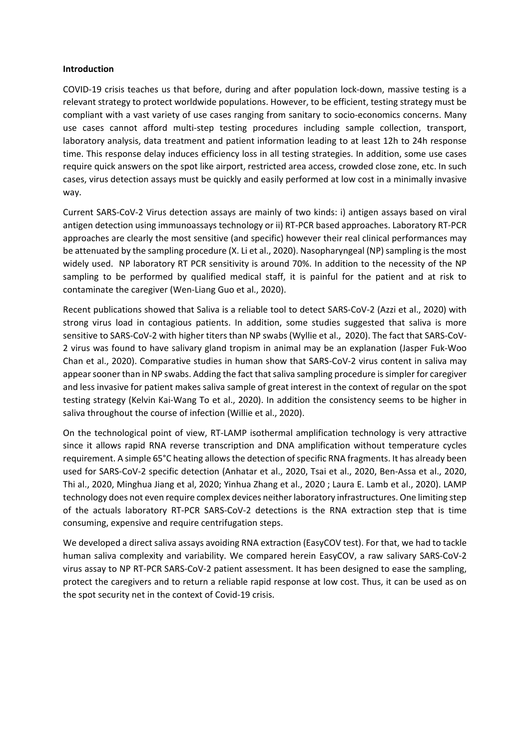**Introduction**

COVID-19 crisis teaches us that before, during and after population lock-down, massive testing is a relevant strategy to protect worldwide populations. However, to be efficient, testing strategy must be compliant with a vast variety of use cases ranging from sanitary to socio-economics concerns. Many use cases cannot afford multi-step testing procedures including sample collection, transport, laboratory analysis, data treatment and patient information leading to at least 12h to 24h response time. This response delay induces efficiency loss in all testing strategies. In addition, some use cases require quick answers on the spot like airport, restricted area access, crowded close zone, etc. In such cases, virus detection assays must be quickly and easily performed at low cost in a minimally invasive way.

Current SARS-CoV-2 Virus detection assays are mainly of two kinds: i) antigen assays based on viral antigen detection using immunoassays technology or ii) RT-PCR based approaches. Laboratory RT-PCR approaches are clearly the most sensitive (and specific) however their real clinical performances may be attenuated by the sampling procedure (X. Li et al., 2020). Nasopharyngeal (NP) sampling is the most widely used. NP laboratory RT PCR sensitivity is around 70%. In addition to the necessity of the NP sampling to be performed by qualified medical staff, it is painful for the patient and at risk to contaminate the caregiver (Wen-Liang Guo et al., 2020).

Recent publications showed that Saliva is a reliable tool to detect SARS-CoV-2 (Azzi et al., 2020) with strong virus load in contagious patients. In addition, some studies suggested that saliva is more sensitive to SARS-CoV-2 with higher titers than NP swabs (Wyllie et al., 2020). The fact that SARS-CoV-2 virus was found to have salivary gland tropism in animal may be an explanation (Jasper Fuk-Woo Chan et al., 2020). Comparative studies in human show that SARS-CoV-2 virus content in saliva may appear sooner than in NP swabs. Adding the fact that saliva sampling procedure is simpler for caregiver and less invasive for patient makes saliva sample of great interest in the context of regular on the spot testing strategy (Kelvin Kai-Wang To et al., 2020). In addition the consistency seems to be higher in saliva throughout the course of infection (Willie et al., 2020).

On the technological point of view, RT-LAMP isothermal amplification technology is very attractive since it allows rapid RNA reverse transcription and DNA amplification without temperature cycles requirement. A simple 65°C heating allows the detection of specific RNA fragments. It has already been used for SARS-CoV-2 specific detection (Anhatar et al., 2020, Tsai et al., 2020, Ben-Assa et al., 2020, Thi al., 2020, Minghua Jiang et al, 2020; Yinhua Zhang et al., 2020 ; Laura E. Lamb et al., 2020). LAMP technology does not even require complex devices neither laboratory infrastructures. One limiting step of the actuals laboratory RT-PCR SARS-CoV-2 detections is the RNA extraction step that is time consuming, expensive and require centrifugation steps.

We developed a direct saliva assays avoiding RNA extraction (EasyCOV test). For that, we had to tackle human saliva complexity and variability. We compared herein EasyCOV, a raw salivary SARS-CoV-2 virus assay to NP RT-PCR SARS-CoV-2 patient assessment. It has been designed to ease the sampling, protect the caregivers and to return a reliable rapid response at low cost. Thus, it can be used as on the spot security net in the context of Covid-19 crisis.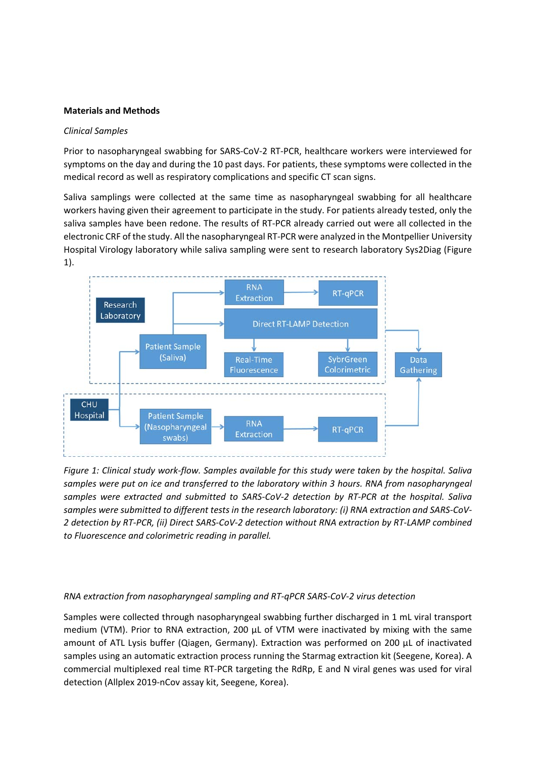**Materials and Methods**

*Clinical Samples*

Prior to nasopharyngeal swabbing for SARS-CoV-2 RT-PCR, healthcare workers were interviewed for symptoms on the day and during the 10 past days. For patients, these symptoms were collected in the medical record as well as respiratory complications and specific CT scan signs.

Saliva samplings were collected at the same time as nasopharyngeal swabbing for all healthcare workers having given their agreement to participate in the study. For patients already tested, only the saliva samples have been redone. The results of RT-PCR already carried out were all collected in the electronic CRF of the study. All the nasopharyngeal RT-PCR were analyzed in the Montpellier University Hospital Virology laboratory while saliva sampling were sent to research laboratory Sys2Diag (Figure 1).

*Figure 1: Clinical study work-flow. Samples available for this study were taken by the hospital. Saliva samples were put on ice and transferred to the laboratory within 3 hours. RNA from nasopharyngeal samples were extracted and submitted to SARS-CoV-2 detection by RT-PCR at the hospital. Saliva samples were submitted to different tests in the research laboratory: (i) RNA extraction and SARS-CoV-2 detection by RT-PCR, (ii) Direct SARS-CoV-2 detection without RNA extraction by RT-LAMP combined to Fluorescence and colorimetric reading in parallel.*

*RNA extraction from nasopharyngeal sampling and RT-qPCR SARS-CoV-2 virus detection*

Samples were collected through nasopharyngeal swabbing further discharged in 1 mL viral transport medium (VTM). Prior to RNA extraction, 200 µL of VTM were inactivated by mixing with the same amount of ATL Lysis buffer (Qiagen, Germany). Extraction was performed on 200 µL of inactivated samples using an automatic extraction process running the Starmag extraction kit (Seegene, Korea). A commercial multiplexed real time RT-PCR targeting the RdRp, E and N viral genes was used for viral detection (Allplex 2019-nCov assay kit, Seegene, Korea).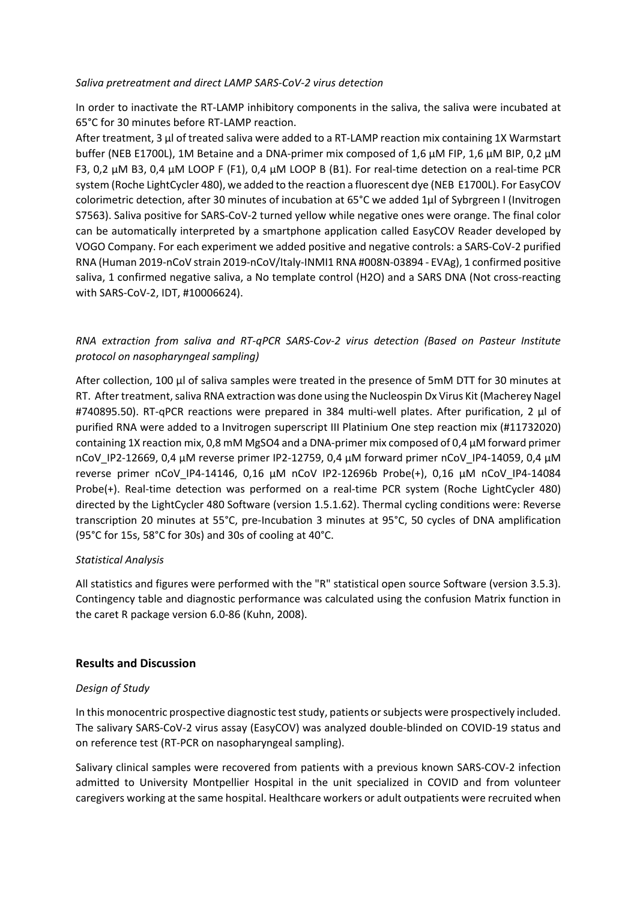*Saliva pretreatment and direct LAMP SARS-CoV-2 virus detection*

In order to inactivate the RT-LAMP inhibitory components in the saliva, the saliva were incubated at 65°C for 30 minutes before RT-LAMP reaction.

After treatment, 3 µl of treated saliva were added to a RT-LAMP reaction mix containing 1X Warmstart buffer (NEB E1700L), 1M Betaine and a DNA-primer mix composed of 1,6 µM FIP, 1,6 µM BIP, 0,2 µM F3, 0,2 µM B3, 0,4 µM LOOP F (F1), 0,4 µM LOOP B (B1). For real-time detection on a real-time PCR system (Roche LightCycler 480), we added to the reaction a fluorescent dye (NEB E1700L). For EasyCOV colorimetric detection, after 30 minutes of incubation at 65°C we added 1µl of Sybrgreen I (Invitrogen S7563). Saliva positive for SARS-CoV-2 turned yellow while negative ones were orange. The final color can be automatically interpreted by a smartphone application called EasyCOV Reader developed by VOGO Company. For each experiment we added positive and negative controls: a SARS-CoV-2 purified RNA (Human 2019-nCoV strain 2019-nCoV/Italy-INMI1 RNA #008N-03894 - EVAg), 1 confirmed positive saliva, 1 confirmed negative saliva, a No template control (H2O) and a SARS DNA (Not cross-reacting with SARS-CoV-2, IDT, #10006624).

*RNA extraction from saliva and RT-qPCR SARS-Cov-2 virus detection (Based on Pasteur Institute protocol on nasopharyngeal sampling)*

After collection, 100 µl of saliva samples were treated in the presence of 5mM DTT for 30 minutes at RT. After treatment, saliva RNA extraction was done using the Nucleospin Dx Virus Kit (Macherey Nagel #740895.50). RT-qPCR reactions were prepared in 384 multi-well plates. After purification, 2 µl of purified RNA were added to a Invitrogen superscript III Platinium One step reaction mix (#11732020) containing 1X reaction mix, 0,8 mM MgSO4 and a DNA-primer mix composed of 0,4 µM forward primer nCoV_IP2-12669, 0,4 µM reverse primer IP2-12759, 0,4 µM forward primer nCoV_IP4-14059, 0,4 µM reverse primer nCoV_IP4-14146, 0,16 µM nCoV IP2-12696b Probe(+), 0,16 µM nCoV_IP4-14084 Probe(+). Real-time detection was performed on a real-time PCR system (Roche LightCycler 480) directed by the LightCycler 480 Software (version 1.5.1.62). Thermal cycling conditions were: Reverse transcription 20 minutes at 55°C, pre-Incubation 3 minutes at 95°C, 50 cycles of DNA amplification (95°C for 15s, 58°C for 30s) and 30s of cooling at 40°C.

*Statistical Analysis*

All statistics and figures were performed with the "R" statistical open source Software (version 3.5.3). Contingency table and diagnostic performance was calculated using the confusion Matrix function in the caret R package version 6.0-86 (Kuhn, 2008).

## Results and Discussion

*Design of Study*

In this monocentric prospective diagnostic test study, patients or subjects were prospectively included. The salivary SARS-CoV-2 virus assay (EasyCOV) was analyzed double-blinded on COVID-19 status and on reference test (RT-PCR on nasopharyngeal sampling).

Salivary clinical samples were recovered from patients with a previous known SARS-COV-2 infection admitted to University Montpellier Hospital in the unit specialized in COVID and from volunteer caregivers working at the same hospital. Healthcare workers or adult outpatients were recruited when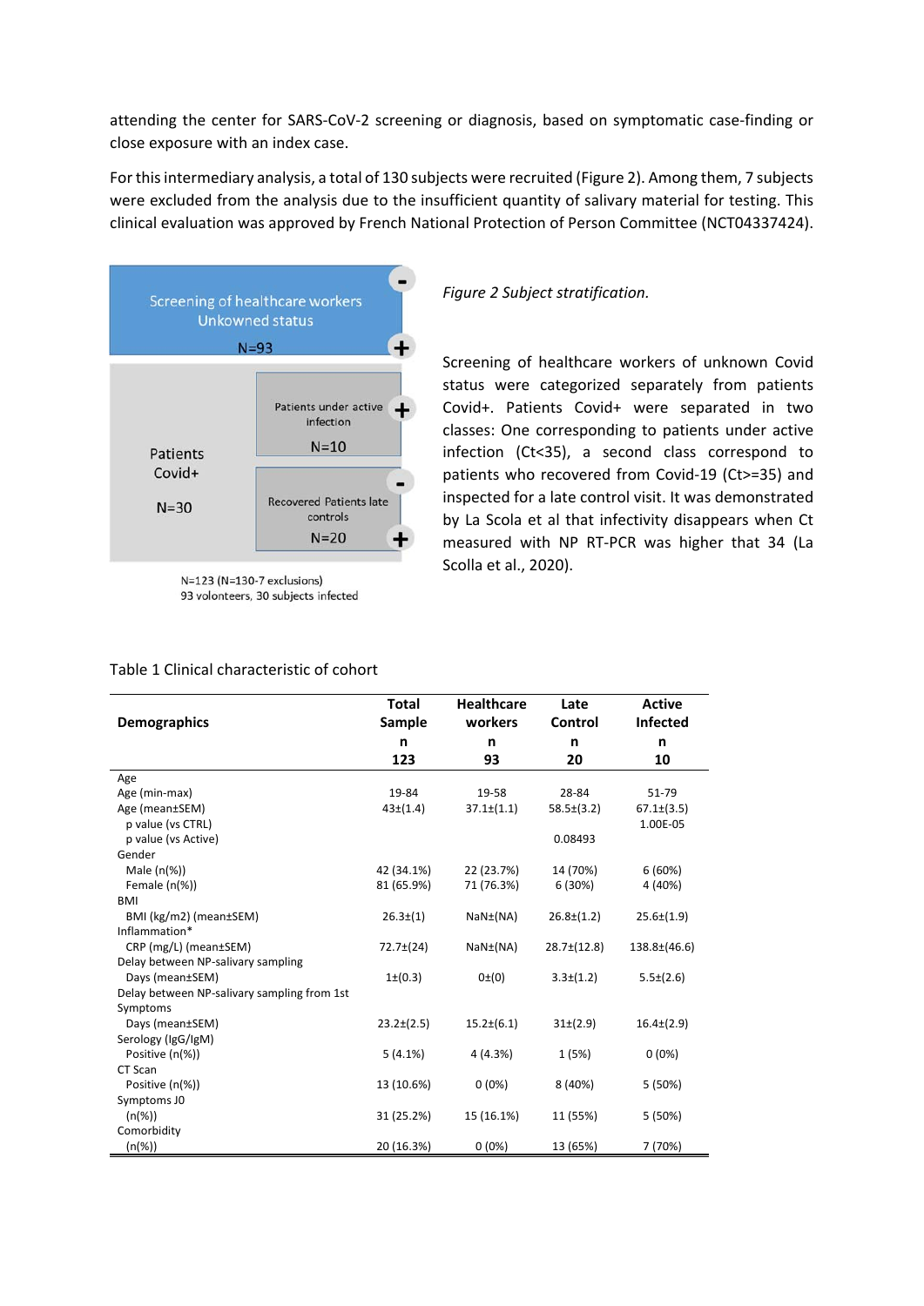attending the center for SARS-CoV-2 screening or diagnosis, based on symptomatic case-finding or close exposure with an index case.

For this intermediary analysis, a total of 130 subjects were recruited (Figure 2). Among them, 7 subjects were excluded from the analysis due to the insufficient quantity of salivary material for testing. This clinical evaluation was approved by French National Protection of Person Committee (NCT04337424).

Screening of healthcare workers Unkowned status N=93

Patients Covid+ N=30

Patients under active infection N=10

Recovered Patients late controls N=20

N=123 (N=130-7 exclusions)
93 volonteers, 30 subjects infected

*Figure 2 Subject stratification.*

Screening of healthcare workers of unknown Covid status were categorized separately from patients Covid+. Patients Covid+ were separated in two classes: One corresponding to patients under active infection (Ct<35), a second class correspond to patients who recovered from Covid-19 (Ct>=35) and inspected for a late control visit. It was demonstrated by La Scola et al that infectivity disappears when Ct measured with NP RT-PCR was higher that 34 (La Scolla et al., 2020).

Table 1 Clinical characteristic of cohort

| **Demographics** | **Total Sample** n 123 | **Healthcare workers** n 93 | **Late Control** n 20 | **Active Infected** n 10 |
|---|---|---|---|---|
| Age | | | | |
| Age (min-max) | 19-84 | 19-58 | 28-84 | 51-79 |
| Age (mean±SEM) | 43±(1.4) | 37.1±(1.1) | 58.5±(3.2) | 67.1±(3.5) |
| p value (vs CTRL) | | | | 1.00E-05 |
| p value (vs Active) | | | 0.08493 | |
| Gender | | | | |
| Male (n(%)) | 42 (34.1%) | 22 (23.7%) | 14 (70%) | 6 (60%) |
| Female (n(%)) | 81 (65.9%) | 71 (76.3%) | 6 (30%) | 4 (40%) |
| BMI | | | | |
| BMI (kg/m2) (mean±SEM) | 26.3±(1) | NaN±(NA) | 26.8±(1.2) | 25.6±(1.9) |
| Inflammation* | | | | |
| CRP (mg/L) (mean±SEM) | 72.7±(24) | NaN±(NA) | 28.7±(12.8) | 138.8±(46.6) |
| Delay between NP-salivary sampling | | | | |
| Days (mean±SEM) | 1±(0.3) | 0±(0) | 3.3±(1.2) | 5.5±(2.6) |
| Delay between NP-salivary sampling from 1st Symptoms | | | | |
| Days (mean±SEM) | 23.2±(2.5) | 15.2±(6.1) | 31±(2.9) | 16.4±(2.9) |
| Serology (IgG/IgM) | | | | |
| Positive (n(%)) | 5 (4.1%) | 4 (4.3%) | 1 (5%) | 0 (0%) |
| CT Scan | | | | |
| Positive (n(%)) | 13 (10.6%) | 0 (0%) | 8 (40%) | 5 (50%) |
| Symptoms J0 | | | | |
| (n(%)) | 31 (25.2%) | 15 (16.1%) | 11 (55%) | 5 (50%) |
| Comorbidity | | | | |
| (n(%)) | 20 (16.3%) | 0 (0%) | 13 (65%) | 7 (70%) |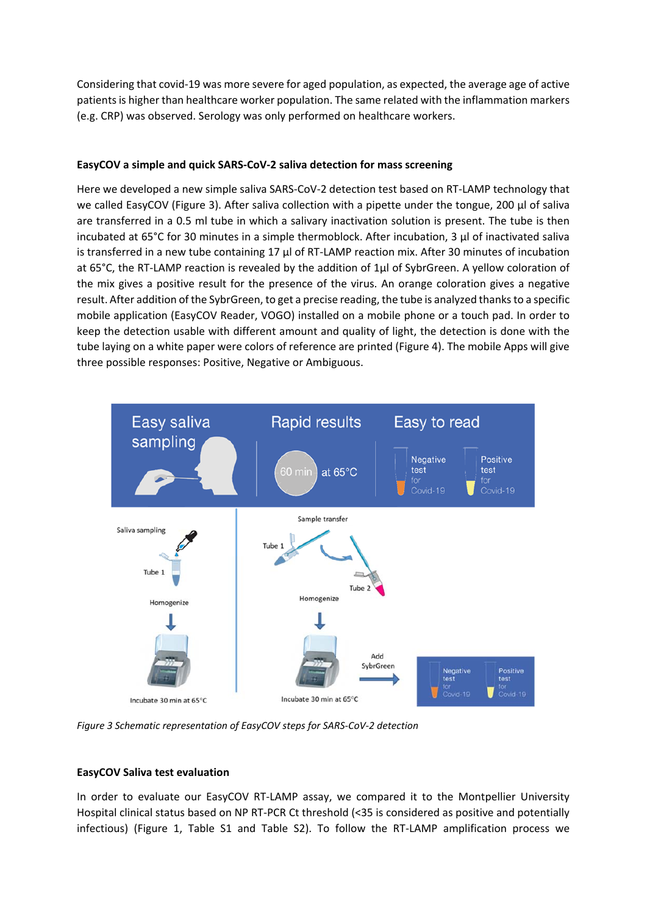Considering that covid-19 was more severe for aged population, as expected, the average age of active patients is higher than healthcare worker population. The same related with the inflammation markers (e.g. CRP) was observed. Serology was only performed on healthcare workers.

### EasyCOV a simple and quick SARS-CoV-2 saliva detection for mass screening

Here we developed a new simple saliva SARS-CoV-2 detection test based on RT-LAMP technology that we called EasyCOV (Figure 3). After saliva collection with a pipette under the tongue, 200 µl of saliva are transferred in a 0.5 ml tube in which a salivary inactivation solution is present. The tube is then incubated at 65°C for 30 minutes in a simple thermoblock. After incubation, 3 µl of inactivated saliva is transferred in a new tube containing 17 µl of RT-LAMP reaction mix. After 30 minutes of incubation at 65°C, the RT-LAMP reaction is revealed by the addition of 1µl of SybrGreen. A yellow coloration of the mix gives a positive result for the presence of the virus. An orange coloration gives a negative result. After addition of the SybrGreen, to get a precise reading, the tube is analyzed thanks to a specific mobile application (EasyCOV Reader, VOGO) installed on a mobile phone or a touch pad. In order to keep the detection usable with different amount and quality of light, the detection is done with the tube laying on a white paper were colors of reference are printed (Figure 4). The mobile Apps will give three possible responses: Positive, Negative or Ambiguous.

*Figure 3 Schematic representation of EasyCOV steps for SARS-CoV-2 detection*

### EasyCOV Saliva test evaluation

In order to evaluate our EasyCOV RT-LAMP assay, we compared it to the Montpellier University Hospital clinical status based on NP RT-PCR Ct threshold (<35 is considered as positive and potentially infectious) (Figure 1, Table S1 and Table S2). To follow the RT-LAMP amplification process we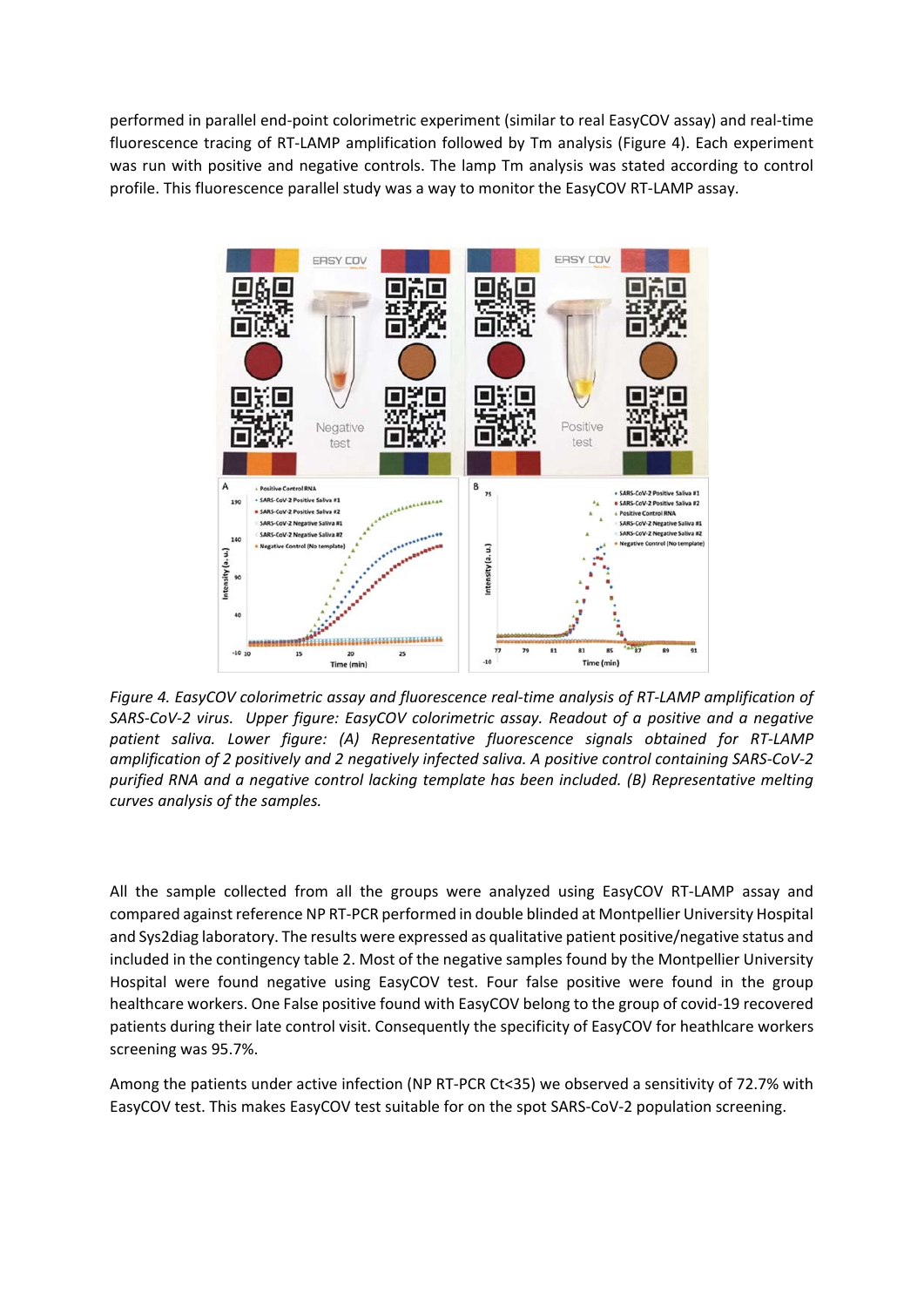performed in parallel end-point colorimetric experiment (similar to real EasyCOV assay) and real-time fluorescence tracing of RT-LAMP amplification followed by Tm analysis (Figure 4). Each experiment was run with positive and negative controls. The lamp Tm analysis was stated according to control profile. This fluorescence parallel study was a way to monitor the EasyCOV RT-LAMP assay.

*Figure 4. EasyCOV colorimetric assay and fluorescence real-time analysis of RT-LAMP amplification of SARS-CoV-2 virus. Upper figure: EasyCOV colorimetric assay. Readout of a positive and a negative patient saliva. Lower figure: (A) Representative fluorescence signals obtained for RT-LAMP amplification of 2 positively and 2 negatively infected saliva. A positive control containing SARS-CoV-2 purified RNA and a negative control lacking template has been included. (B) Representative melting curves analysis of the samples.*

All the sample collected from all the groups were analyzed using EasyCOV RT-LAMP assay and compared against reference NP RT-PCR performed in double blinded at Montpellier University Hospital and Sys2diag laboratory. The results were expressed as qualitative patient positive/negative status and included in the contingency table 2. Most of the negative samples found by the Montpellier University Hospital were found negative using EasyCOV test. Four false positive were found in the group healthcare workers. One False positive found with EasyCOV belong to the group of covid-19 recovered patients during their late control visit. Consequently the specificity of EasyCOV for heathlcare workers screening was 95.7%.

Among the patients under active infection (NP RT-PCR Ct<35) we observed a sensitivity of 72.7% with EasyCOV test. This makes EasyCOV test suitable for on the spot SARS-CoV-2 population screening.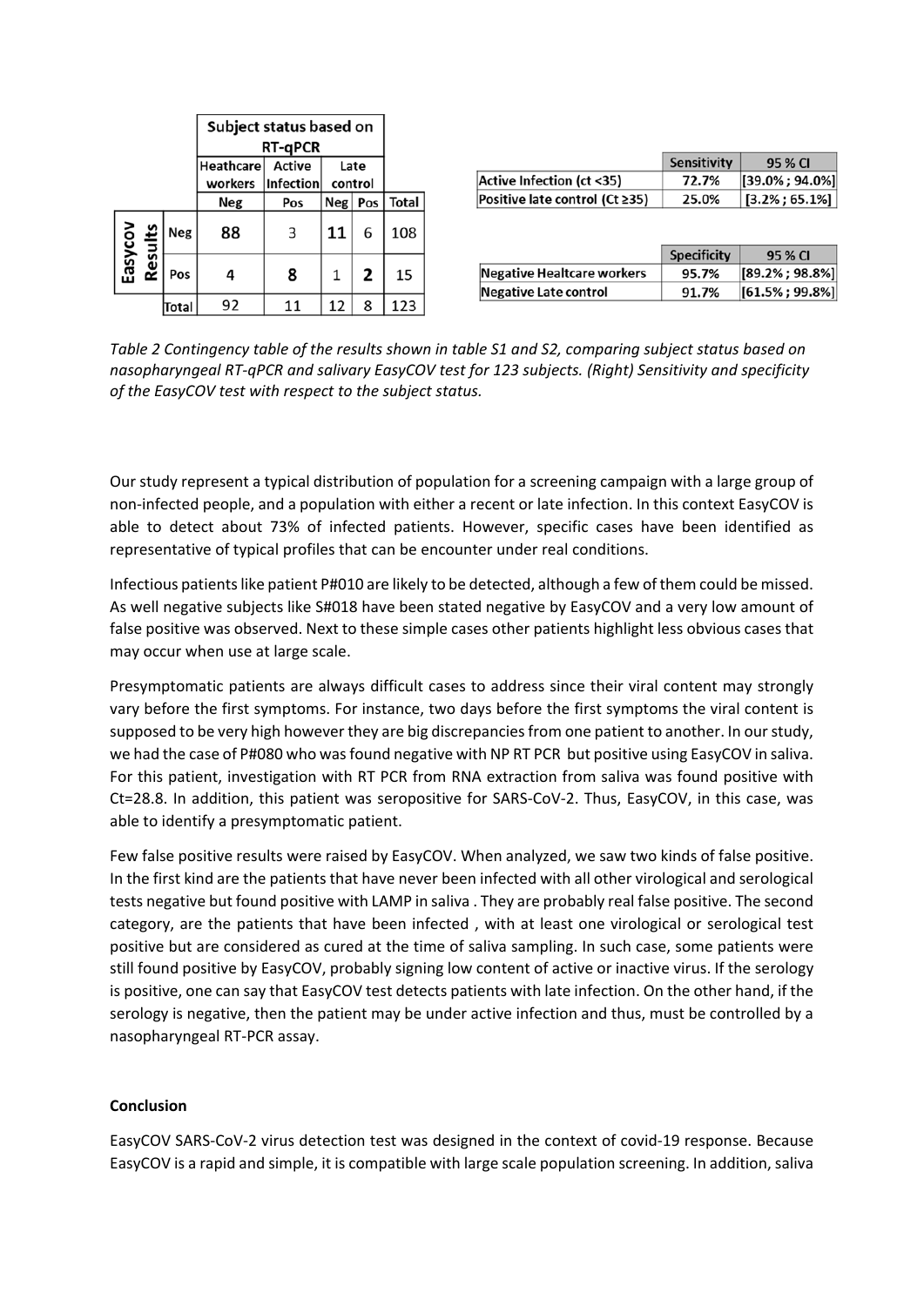| | | Subject status based on RT-qPCR | | | | |
|---|---|---|---|---|---|---|
| | | Heathcare workers | Active Infection | Late control | | |
| | | Neg | Pos | Neg | Pos | Total |
| Easycov Results | Neg | 88 | 3 | 11 | 6 | 108 |
| | Pos | 4 | 8 | 1 | 2 | 15 |
| | Total | 92 | 11 | 12 | 8 | 123 |

| | Sensitivity | 95 % CI |
|---|---|---|
| Active Infection (ct <35) | 72.7% | [39.0% ; 94.0%] |
| Positive late control (Ct ≥35) | 25.0% | [3.2% ; 65.1%] |

| | Specificity | 95 % CI |
|---|---|---|
| Negative Healtcare workers | 95.7% | [89.2% ; 98.8%] |
| Negative Late control | 91.7% | [61.5% ; 99.8%] |

*Table 2 Contingency table of the results shown in table S1 and S2, comparing subject status based on nasopharyngeal RT-qPCR and salivary EasyCOV test for 123 subjects. (Right) Sensitivity and specificity of the EasyCOV test with respect to the subject status.*

Our study represent a typical distribution of population for a screening campaign with a large group of non-infected people, and a population with either a recent or late infection. In this context EasyCOV is able to detect about 73% of infected patients. However, specific cases have been identified as representative of typical profiles that can be encounter under real conditions.

Infectious patients like patient P#010 are likely to be detected, although a few of them could be missed. As well negative subjects like S#018 have been stated negative by EasyCOV and a very low amount of false positive was observed. Next to these simple cases other patients highlight less obvious cases that may occur when use at large scale.

Presymptomatic patients are always difficult cases to address since their viral content may strongly vary before the first symptoms. For instance, two days before the first symptoms the viral content is supposed to be very high however they are big discrepancies from one patient to another. In our study, we had the case of P#080 who was found negative with NP RT PCR but positive using EasyCOV in saliva. For this patient, investigation with RT PCR from RNA extraction from saliva was found positive with Ct=28.8. In addition, this patient was seropositive for SARS-CoV-2. Thus, EasyCOV, in this case, was able to identify a presymptomatic patient.

Few false positive results were raised by EasyCOV. When analyzed, we saw two kinds of false positive. In the first kind are the patients that have never been infected with all other virological and serological tests negative but found positive with LAMP in saliva . They are probably real false positive. The second category, are the patients that have been infected , with at least one virological or serological test positive but are considered as cured at the time of saliva sampling. In such case, some patients were still found positive by EasyCOV, probably signing low content of active or inactive virus. If the serology is positive, one can say that EasyCOV test detects patients with late infection. On the other hand, if the serology is negative, then the patient may be under active infection and thus, must be controlled by a nasopharyngeal RT-PCR assay.

**Conclusion**

EasyCOV SARS-CoV-2 virus detection test was designed in the context of covid-19 response. Because EasyCOV is a rapid and simple, it is compatible with large scale population screening. In addition, saliva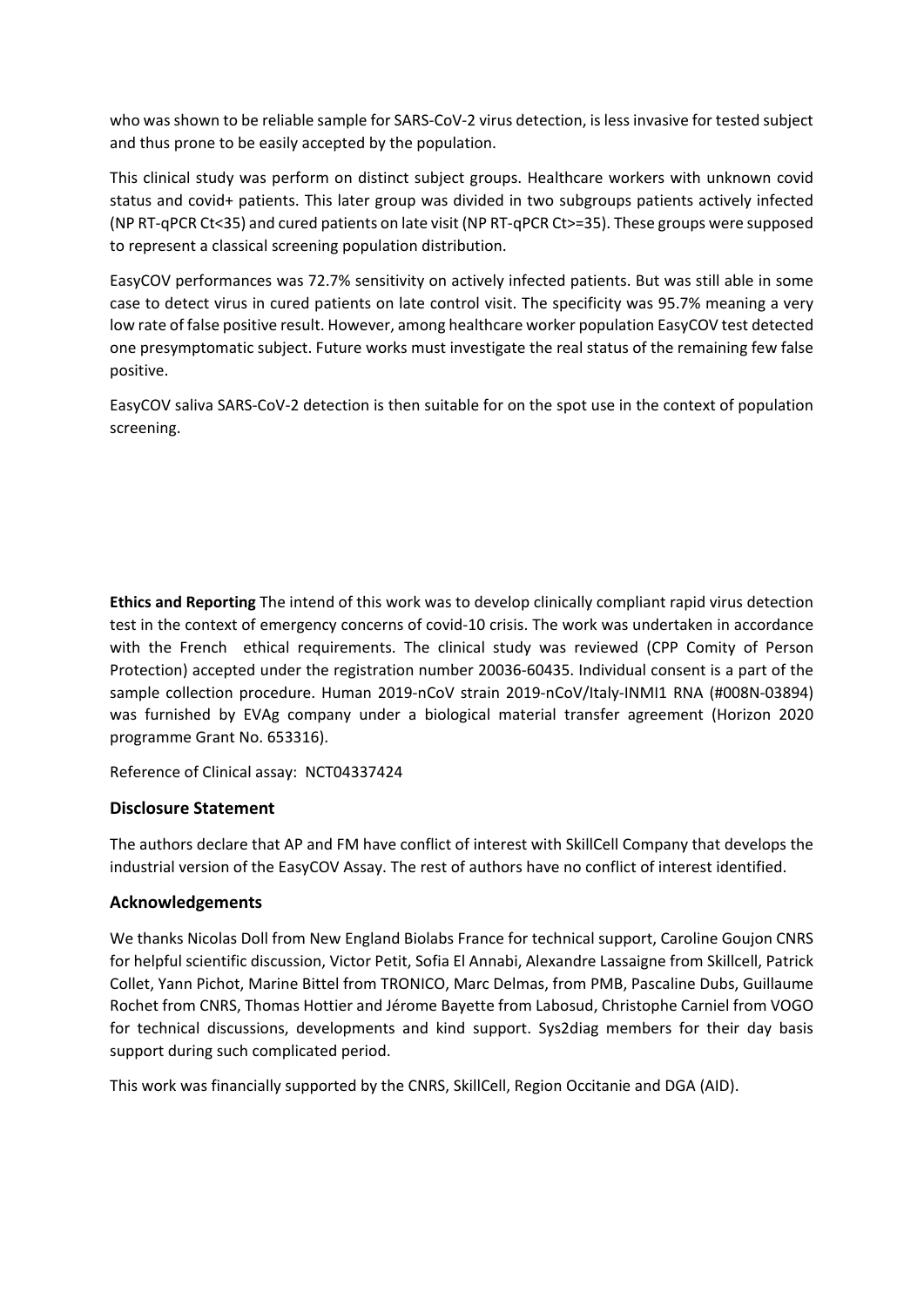who was shown to be reliable sample for SARS-CoV-2 virus detection, is less invasive for tested subject and thus prone to be easily accepted by the population.

This clinical study was perform on distinct subject groups. Healthcare workers with unknown covid status and covid+ patients. This later group was divided in two subgroups patients actively infected (NP RT-qPCR Ct<35) and cured patients on late visit (NP RT-qPCR Ct>=35). These groups were supposed to represent a classical screening population distribution.

EasyCOV performances was 72.7% sensitivity on actively infected patients. But was still able in some case to detect virus in cured patients on late control visit. The specificity was 95.7% meaning a very low rate of false positive result. However, among healthcare worker population EasyCOV test detected one presymptomatic subject. Future works must investigate the real status of the remaining few false positive.

EasyCOV saliva SARS-CoV-2 detection is then suitable for on the spot use in the context of population screening.

**Ethics and Reporting** The intend of this work was to develop clinically compliant rapid virus detection test in the context of emergency concerns of covid-10 crisis. The work was undertaken in accordance with the French ethical requirements. The clinical study was reviewed (CPP Comity of Person Protection) accepted under the registration number 20036-60435. Individual consent is a part of the sample collection procedure. Human 2019-nCoV strain 2019-nCoV/Italy-INMI1 RNA (#008N-03894) was furnished by EVAg company under a biological material transfer agreement (Horizon 2020 programme Grant No. 653316).

Reference of Clinical assay: NCT04337424

## Disclosure Statement

The authors declare that AP and FM have conflict of interest with SkillCell Company that develops the industrial version of the EasyCOV Assay. The rest of authors have no conflict of interest identified.

## Acknowledgements

We thanks Nicolas Doll from New England Biolabs France for technical support, Caroline Goujon CNRS for helpful scientific discussion, Victor Petit, Sofia El Annabi, Alexandre Lassaigne from Skillcell, Patrick Collet, Yann Pichot, Marine Bittel from TRONICO, Marc Delmas, from PMB, Pascaline Dubs, Guillaume Rochet from CNRS, Thomas Hottier and Jérome Bayette from Labosud, Christophe Carniel from VOGO for technical discussions, developments and kind support. Sys2diag members for their day basis support during such complicated period.

This work was financially supported by the CNRS, SkillCell, Region Occitanie and DGA (AID).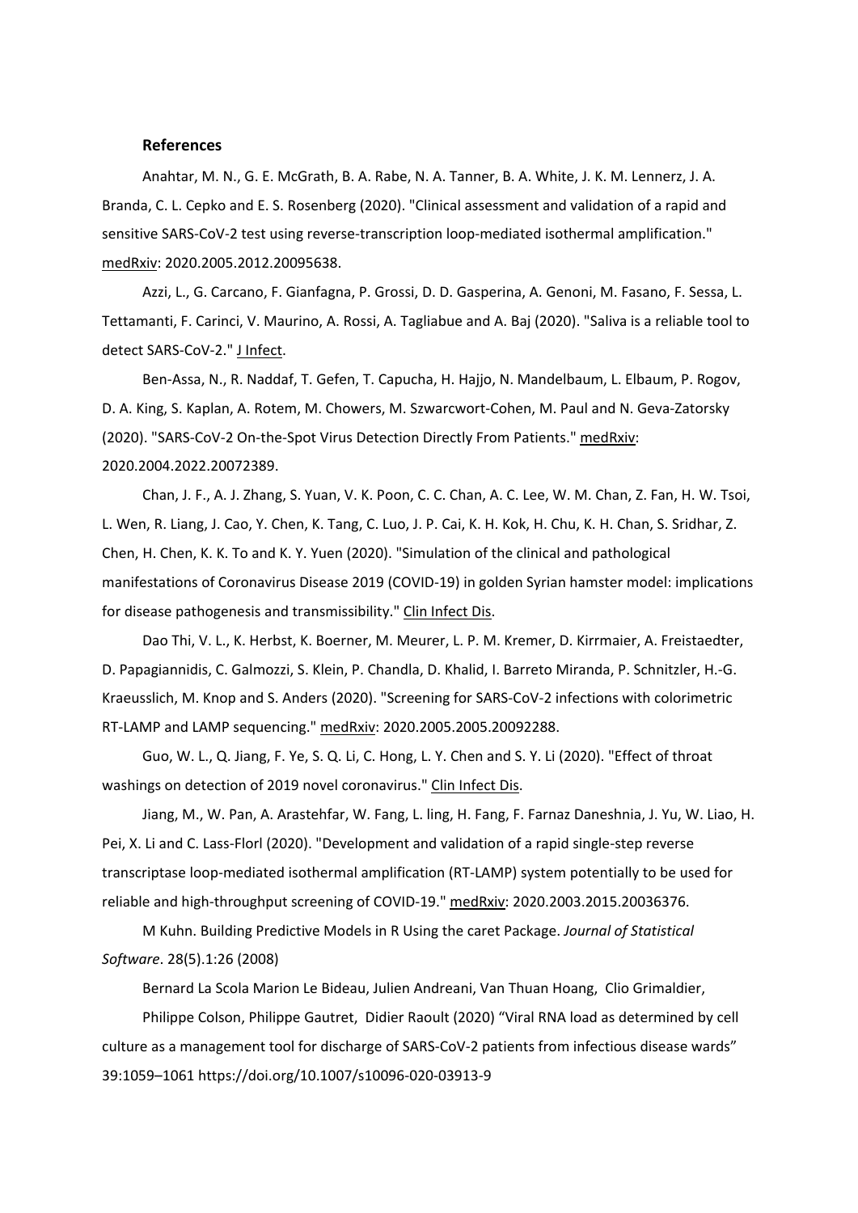### References

Anahtar, M. N., G. E. McGrath, B. A. Rabe, N. A. Tanner, B. A. White, J. K. M. Lennerz, J. A. Branda, C. L. Cepko and E. S. Rosenberg (2020). "Clinical assessment and validation of a rapid and sensitive SARS-CoV-2 test using reverse-transcription loop-mediated isothermal amplification." medRxiv: 2020.2005.2012.20095638.

Azzi, L., G. Carcano, F. Gianfagna, P. Grossi, D. D. Gasperina, A. Genoni, M. Fasano, F. Sessa, L. Tettamanti, F. Carinci, V. Maurino, A. Rossi, A. Tagliabue and A. Baj (2020). "Saliva is a reliable tool to detect SARS-CoV-2." J Infect.

Ben-Assa, N., R. Naddaf, T. Gefen, T. Capucha, H. Hajjo, N. Mandelbaum, L. Elbaum, P. Rogov, D. A. King, S. Kaplan, A. Rotem, M. Chowers, M. Szwarcwort-Cohen, M. Paul and N. Geva-Zatorsky (2020). "SARS-CoV-2 On-the-Spot Virus Detection Directly From Patients." medRxiv: 2020.2004.2022.20072389.

Chan, J. F., A. J. Zhang, S. Yuan, V. K. Poon, C. C. Chan, A. C. Lee, W. M. Chan, Z. Fan, H. W. Tsoi, L. Wen, R. Liang, J. Cao, Y. Chen, K. Tang, C. Luo, J. P. Cai, K. H. Kok, H. Chu, K. H. Chan, S. Sridhar, Z. Chen, H. Chen, K. K. To and K. Y. Yuen (2020). "Simulation of the clinical and pathological manifestations of Coronavirus Disease 2019 (COVID-19) in golden Syrian hamster model: implications for disease pathogenesis and transmissibility." Clin Infect Dis.

Dao Thi, V. L., K. Herbst, K. Boerner, M. Meurer, L. P. M. Kremer, D. Kirrmaier, A. Freistaedter, D. Papagiannidis, C. Galmozzi, S. Klein, P. Chandla, D. Khalid, I. Barreto Miranda, P. Schnitzler, H.-G. Kraeusslich, M. Knop and S. Anders (2020). "Screening for SARS-CoV-2 infections with colorimetric RT-LAMP and LAMP sequencing." medRxiv: 2020.2005.2005.20092288.

Guo, W. L., Q. Jiang, F. Ye, S. Q. Li, C. Hong, L. Y. Chen and S. Y. Li (2020). "Effect of throat washings on detection of 2019 novel coronavirus." Clin Infect Dis.

Jiang, M., W. Pan, A. Arastehfar, W. Fang, L. ling, H. Fang, F. Farnaz Daneshnia, J. Yu, W. Liao, H. Pei, X. Li and C. Lass-Florl (2020). "Development and validation of a rapid single-step reverse transcriptase loop-mediated isothermal amplification (RT-LAMP) system potentially to be used for reliable and high-throughput screening of COVID-19." medRxiv: 2020.2003.2015.20036376.

M Kuhn. Building Predictive Models in R Using the caret Package. *Journal of Statistical Software*. 28(5).1:26 (2008)

Bernard La Scola Marion Le Bideau, Julien Andreani, Van Thuan Hoang, Clio Grimaldier,

Philippe Colson, Philippe Gautret, Didier Raoult (2020) “Viral RNA load as determined by cell culture as a management tool for discharge of SARS-CoV-2 patients from infectious disease wards” 39:1059–1061 https://doi.org/10.1007/s10096-020-03913-9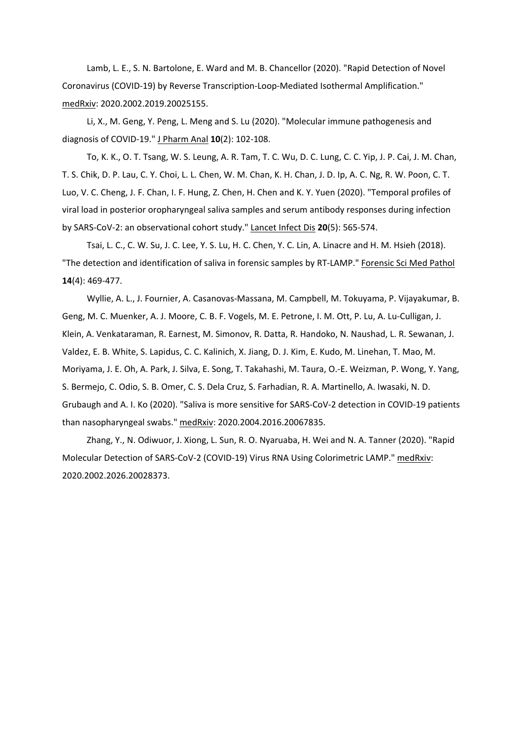Lamb, L. E., S. N. Bartolone, E. Ward and M. B. Chancellor (2020). "Rapid Detection of Novel Coronavirus (COVID-19) by Reverse Transcription-Loop-Mediated Isothermal Amplification." medRxiv: 2020.2002.2019.20025155.

Li, X., M. Geng, Y. Peng, L. Meng and S. Lu (2020). "Molecular immune pathogenesis and diagnosis of COVID-19." J Pharm Anal **10**(2): 102-108.

To, K. K., O. T. Tsang, W. S. Leung, A. R. Tam, T. C. Wu, D. C. Lung, C. C. Yip, J. P. Cai, J. M. Chan, T. S. Chik, D. P. Lau, C. Y. Choi, L. L. Chen, W. M. Chan, K. H. Chan, J. D. Ip, A. C. Ng, R. W. Poon, C. T. Luo, V. C. Cheng, J. F. Chan, I. F. Hung, Z. Chen, H. Chen and K. Y. Yuen (2020). "Temporal profiles of viral load in posterior oropharyngeal saliva samples and serum antibody responses during infection by SARS-CoV-2: an observational cohort study." Lancet Infect Dis **20**(5): 565-574.

Tsai, L. C., C. W. Su, J. C. Lee, Y. S. Lu, H. C. Chen, Y. C. Lin, A. Linacre and H. M. Hsieh (2018). "The detection and identification of saliva in forensic samples by RT-LAMP." Forensic Sci Med Pathol **14**(4): 469-477.

Wyllie, A. L., J. Fournier, A. Casanovas-Massana, M. Campbell, M. Tokuyama, P. Vijayakumar, B. Geng, M. C. Muenker, A. J. Moore, C. B. F. Vogels, M. E. Petrone, I. M. Ott, P. Lu, A. Lu-Culligan, J. Klein, A. Venkataraman, R. Earnest, M. Simonov, R. Datta, R. Handoko, N. Naushad, L. R. Sewanan, J. Valdez, E. B. White, S. Lapidus, C. C. Kalinich, X. Jiang, D. J. Kim, E. Kudo, M. Linehan, T. Mao, M. Moriyama, J. E. Oh, A. Park, J. Silva, E. Song, T. Takahashi, M. Taura, O.-E. Weizman, P. Wong, Y. Yang, S. Bermejo, C. Odio, S. B. Omer, C. S. Dela Cruz, S. Farhadian, R. A. Martinello, A. Iwasaki, N. D. Grubaugh and A. I. Ko (2020). "Saliva is more sensitive for SARS-CoV-2 detection in COVID-19 patients than nasopharyngeal swabs." medRxiv: 2020.2004.2016.20067835.

Zhang, Y., N. Odiwuor, J. Xiong, L. Sun, R. O. Nyaruaba, H. Wei and N. A. Tanner (2020). "Rapid Molecular Detection of SARS-CoV-2 (COVID-19) Virus RNA Using Colorimetric LAMP." medRxiv: 2020.2002.2026.20028373.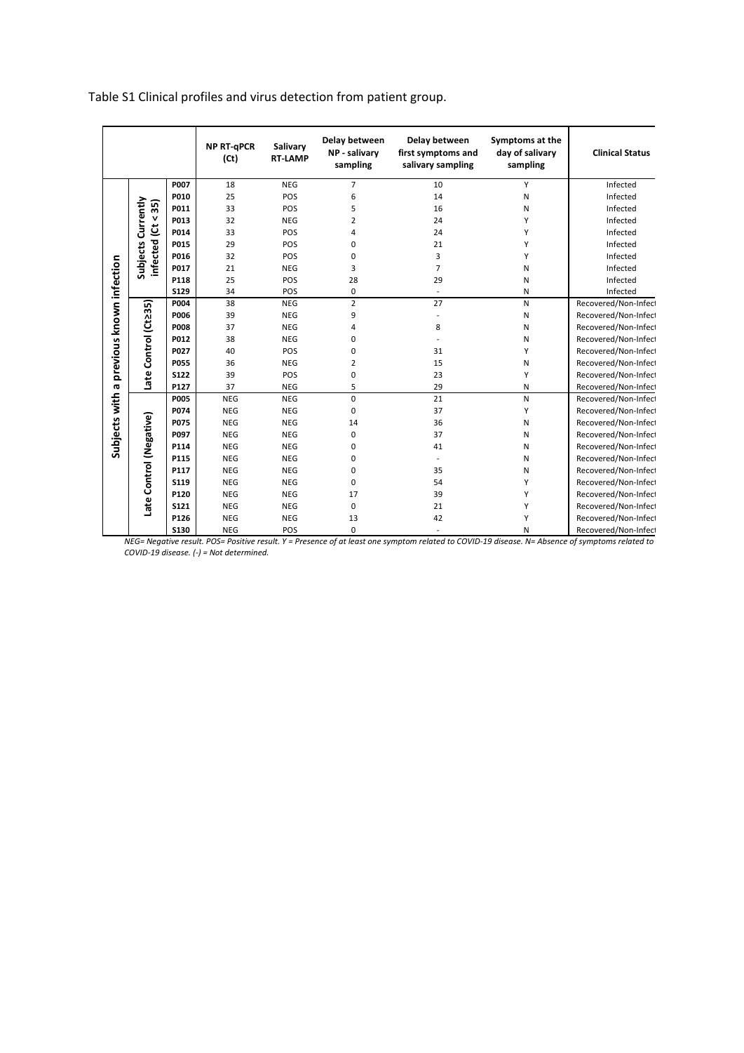Table S1 Clinical profiles and virus detection from patient group.

| | | | NP RT-qPCR (Ct) | Salivary RT-LAMP | Delay between NP - salivary sampling | Delay between first symptoms and salivary sampling | Symptoms at the day of salivary sampling | Clinical Status |
|---|---|---|---|---|---|---|---|---|
| Subjects with a previous known infection | Subjects Currently infected (Ct < 35) | P007 | 18 | NEG | 7 | 10 | Y | Infected |
| | | P010 | 25 | POS | 6 | 14 | N | Infected |
| | | P011 | 33 | POS | 5 | 16 | N | Infected |
| | | P013 | 32 | NEG | 2 | 24 | Y | Infected |
| | | P014 | 33 | POS | 4 | 24 | Y | Infected |
| | | P015 | 29 | POS | 0 | 21 | Y | Infected |
| | | P016 | 32 | POS | 0 | 3 | Y | Infected |
| | | P017 | 21 | NEG | 3 | 7 | N | Infected |
| | | P118 | 25 | POS | 28 | 29 | N | Infected |
| | | S129 | 34 | POS | 0 | - | N | Infected |
| | Late Control (Ct≥35) | P004 | 38 | NEG | 2 | 27 | N | Recovered/Non-Infect |
| | | P006 | 39 | NEG | 9 | - | N | Recovered/Non-Infect |
| | | P008 | 37 | NEG | 4 | 8 | N | Recovered/Non-Infect |
| | | P012 | 38 | NEG | 0 | - | N | Recovered/Non-Infect |
| | | P027 | 40 | POS | 0 | 31 | Y | Recovered/Non-Infect |
| | | P055 | 36 | NEG | 2 | 15 | N | Recovered/Non-Infect |
| | | S122 | 39 | POS | 0 | 23 | Y | Recovered/Non-Infect |
| | | P127 | 37 | NEG | 5 | 29 | N | Recovered/Non-Infect |
| | Late Control (Negative) | P005 | NEG | NEG | 0 | 21 | N | Recovered/Non-Infect |
| | | P074 | NEG | NEG | 0 | 37 | Y | Recovered/Non-Infect |
| | | P075 | NEG | NEG | 14 | 36 | N | Recovered/Non-Infect |
| | | P097 | NEG | NEG | 0 | 37 | N | Recovered/Non-Infect |
| | | P114 | NEG | NEG | 0 | 41 | N | Recovered/Non-Infect |
| | | P115 | NEG | NEG | 0 | - | N | Recovered/Non-Infect |
| | | P117 | NEG | NEG | 0 | 35 | N | Recovered/Non-Infect |
| | | S119 | NEG | NEG | 0 | 54 | Y | Recovered/Non-Infect |
| | | P120 | NEG | NEG | 17 | 39 | Y | Recovered/Non-Infect |
| | | S121 | NEG | NEG | 0 | 21 | Y | Recovered/Non-Infect |
| | | P126 | NEG | NEG | 13 | 42 | Y | Recovered/Non-Infect |
| | | S130 | NEG | POS | 0 | - | N | Recovered/Non-Infect |

*NEG= Negative result. POS= Positive result. Y = Presence of at least one symptom related to COVID-19 disease. N= Absence of symptoms related to COVID-19 disease. (-) = Not determined.*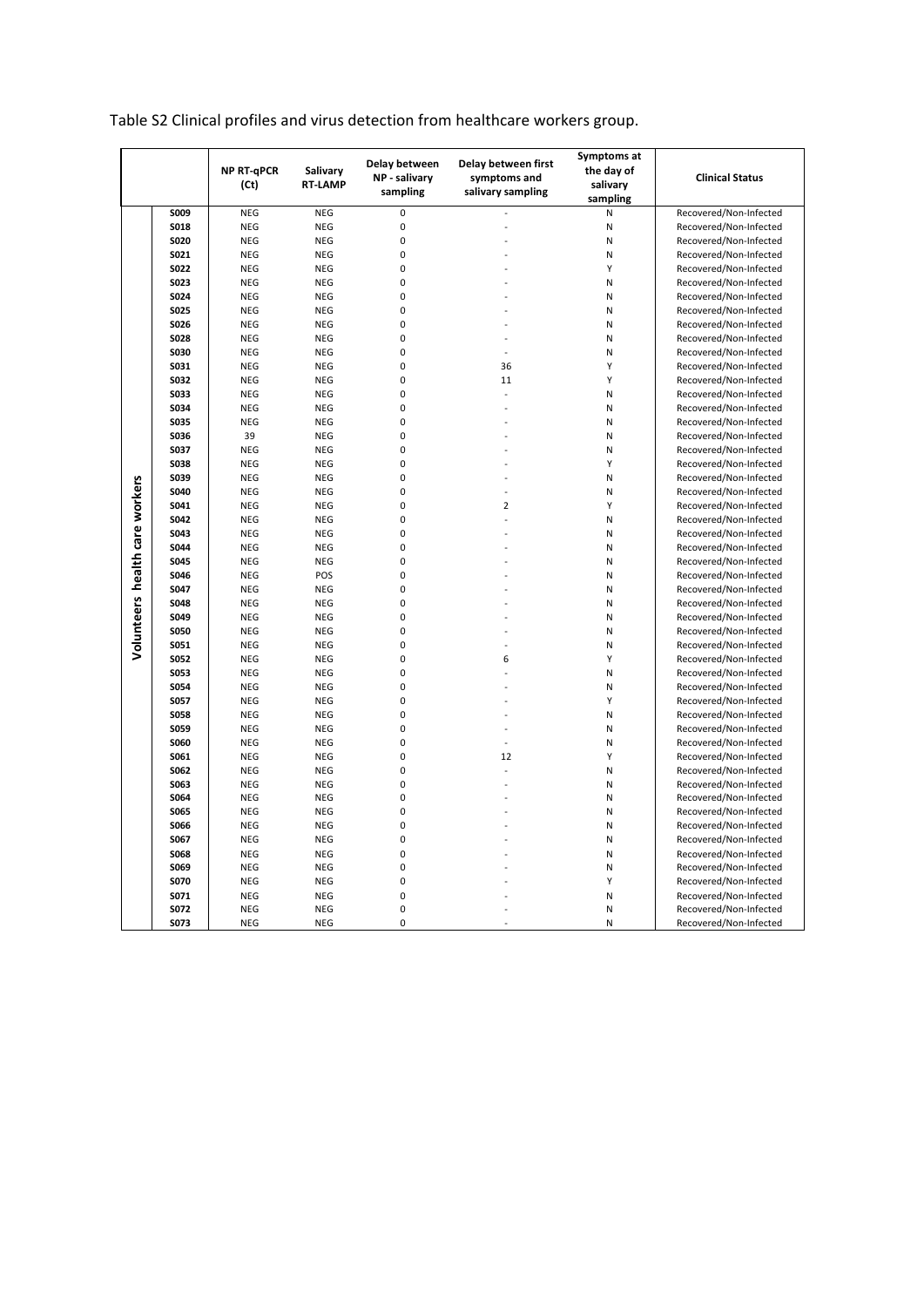Table S2 Clinical profiles and virus detection from healthcare workers group.

| | | NP RT-qPCR (Ct) | Salivary RT-LAMP | Delay between NP - salivary sampling | Delay between first symptoms and salivary sampling | Symptoms at the day of salivary sampling | Clinical Status |
|---|---|---|---|---|---|---|---|
| Volunteers health care workers | S009 | NEG | NEG | 0 | - | N | Recovered/Non-Infected |
| | S018 | NEG | NEG | 0 | - | N | Recovered/Non-Infected |
| | S020 | NEG | NEG | 0 | - | N | Recovered/Non-Infected |
| | S021 | NEG | NEG | 0 | - | N | Recovered/Non-Infected |
| | S022 | NEG | NEG | 0 | - | Y | Recovered/Non-Infected |
| | S023 | NEG | NEG | 0 | - | N | Recovered/Non-Infected |
| | S024 | NEG | NEG | 0 | - | N | Recovered/Non-Infected |
| | S025 | NEG | NEG | 0 | - | N | Recovered/Non-Infected |
| | S026 | NEG | NEG | 0 | - | N | Recovered/Non-Infected |
| | S028 | NEG | NEG | 0 | - | N | Recovered/Non-Infected |
| | S030 | NEG | NEG | 0 | - | N | Recovered/Non-Infected |
| | S031 | NEG | NEG | 0 | 36 | Y | Recovered/Non-Infected |
| | S032 | NEG | NEG | 0 | 11 | Y | Recovered/Non-Infected |
| | S033 | NEG | NEG | 0 | - | N | Recovered/Non-Infected |
| | S034 | NEG | NEG | 0 | - | N | Recovered/Non-Infected |
| | S035 | NEG | NEG | 0 | - | N | Recovered/Non-Infected |
| | S036 | 39 | NEG | 0 | - | N | Recovered/Non-Infected |
| | S037 | NEG | NEG | 0 | - | N | Recovered/Non-Infected |
| | S038 | NEG | NEG | 0 | - | Y | Recovered/Non-Infected |
| | S039 | NEG | NEG | 0 | - | N | Recovered/Non-Infected |
| | S040 | NEG | NEG | 0 | - | N | Recovered/Non-Infected |
| | S041 | NEG | NEG | 0 | 2 | Y | Recovered/Non-Infected |
| | S042 | NEG | NEG | 0 | - | N | Recovered/Non-Infected |
| | S043 | NEG | NEG | 0 | - | N | Recovered/Non-Infected |
| | S044 | NEG | NEG | 0 | - | N | Recovered/Non-Infected |
| | S045 | NEG | NEG | 0 | - | N | Recovered/Non-Infected |
| | S046 | NEG | POS | 0 | - | N | Recovered/Non-Infected |
| | S047 | NEG | NEG | 0 | - | N | Recovered/Non-Infected |
| | S048 | NEG | NEG | 0 | - | N | Recovered/Non-Infected |
| | S049 | NEG | NEG | 0 | - | N | Recovered/Non-Infected |
| | S050 | NEG | NEG | 0 | - | N | Recovered/Non-Infected |
| | S051 | NEG | NEG | 0 | - | N | Recovered/Non-Infected |
| | S052 | NEG | NEG | 0 | 6 | Y | Recovered/Non-Infected |
| | S053 | NEG | NEG | 0 | - | N | Recovered/Non-Infected |
| | S054 | NEG | NEG | 0 | - | N | Recovered/Non-Infected |
| | S057 | NEG | NEG | 0 | - | Y | Recovered/Non-Infected |
| | S058 | NEG | NEG | 0 | - | N | Recovered/Non-Infected |
| | S059 | NEG | NEG | 0 | - | N | Recovered/Non-Infected |
| | S060 | NEG | NEG | 0 | - | N | Recovered/Non-Infected |
| | S061 | NEG | NEG | 0 | 12 | Y | Recovered/Non-Infected |
| | S062 | NEG | NEG | 0 | - | N | Recovered/Non-Infected |
| | S063 | NEG | NEG | 0 | - | N | Recovered/Non-Infected |
| | S064 | NEG | NEG | 0 | - | N | Recovered/Non-Infected |
| | S065 | NEG | NEG | 0 | - | N | Recovered/Non-Infected |
| | S066 | NEG | NEG | 0 | - | N | Recovered/Non-Infected |
| | S067 | NEG | NEG | 0 | - | N | Recovered/Non-Infected |
| | S068 | NEG | NEG | 0 | - | N | Recovered/Non-Infected |
| | S069 | NEG | NEG | 0 | - | N | Recovered/Non-Infected |
| | S070 | NEG | NEG | 0 | - | Y | Recovered/Non-Infected |
| | S071 | NEG | NEG | 0 | - | N | Recovered/Non-Infected |
| | S072 | NEG | NEG | 0 | - | N | Recovered/Non-Infected |
| | S073 | NEG | NEG | 0 | - | N | Recovered/Non-Infected |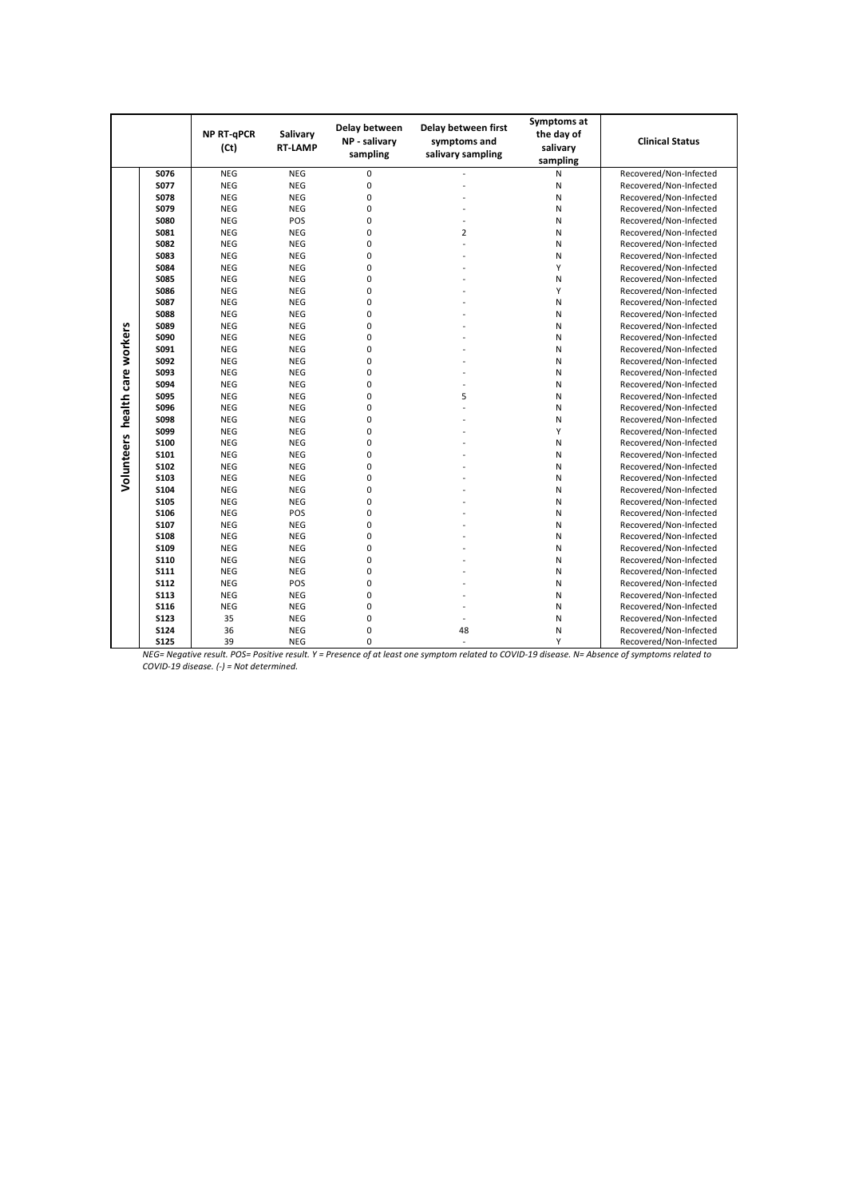| | | NP RT-qPCR (Ct) | Salivary RT-LAMP | Delay between NP - salivary sampling | Delay between first symptoms and salivary sampling | Symptoms at the day of salivary sampling | Clinical Status |
|---|---|---|---|---|---|---|---|
| Volunteers health care workers | S076 | NEG | NEG | 0 | - | N | Recovered/Non-Infected |
| | S077 | NEG | NEG | 0 | - | N | Recovered/Non-Infected |
| | S078 | NEG | NEG | 0 | - | N | Recovered/Non-Infected |
| | S079 | NEG | NEG | 0 | - | N | Recovered/Non-Infected |
| | S080 | NEG | POS | 0 | - | N | Recovered/Non-Infected |
| | S081 | NEG | NEG | 0 | 2 | N | Recovered/Non-Infected |
| | S082 | NEG | NEG | 0 | - | N | Recovered/Non-Infected |
| | S083 | NEG | NEG | 0 | - | N | Recovered/Non-Infected |
| | S084 | NEG | NEG | 0 | - | Y | Recovered/Non-Infected |
| | S085 | NEG | NEG | 0 | - | N | Recovered/Non-Infected |
| | S086 | NEG | NEG | 0 | - | Y | Recovered/Non-Infected |
| | S087 | NEG | NEG | 0 | - | N | Recovered/Non-Infected |
| | S088 | NEG | NEG | 0 | - | N | Recovered/Non-Infected |
| | S089 | NEG | NEG | 0 | - | N | Recovered/Non-Infected |
| | S090 | NEG | NEG | 0 | - | N | Recovered/Non-Infected |
| | S091 | NEG | NEG | 0 | - | N | Recovered/Non-Infected |
| | S092 | NEG | NEG | 0 | - | N | Recovered/Non-Infected |
| | S093 | NEG | NEG | 0 | - | N | Recovered/Non-Infected |
| | S094 | NEG | NEG | 0 | - | N | Recovered/Non-Infected |
| | S095 | NEG | NEG | 0 | 5 | N | Recovered/Non-Infected |
| | S096 | NEG | NEG | 0 | - | N | Recovered/Non-Infected |
| | S098 | NEG | NEG | 0 | - | N | Recovered/Non-Infected |
| | S099 | NEG | NEG | 0 | - | Y | Recovered/Non-Infected |
| | S100 | NEG | NEG | 0 | - | N | Recovered/Non-Infected |
| | S101 | NEG | NEG | 0 | - | N | Recovered/Non-Infected |
| | S102 | NEG | NEG | 0 | - | N | Recovered/Non-Infected |
| | S103 | NEG | NEG | 0 | - | N | Recovered/Non-Infected |
| | S104 | NEG | NEG | 0 | - | N | Recovered/Non-Infected |
| | S105 | NEG | NEG | 0 | - | N | Recovered/Non-Infected |
| | S106 | NEG | POS | 0 | - | N | Recovered/Non-Infected |
| | S107 | NEG | NEG | 0 | - | N | Recovered/Non-Infected |
| | S108 | NEG | NEG | 0 | - | N | Recovered/Non-Infected |
| | S109 | NEG | NEG | 0 | - | N | Recovered/Non-Infected |
| | S110 | NEG | NEG | 0 | - | N | Recovered/Non-Infected |
| | S111 | NEG | NEG | 0 | - | N | Recovered/Non-Infected |
| | S112 | NEG | POS | 0 | - | N | Recovered/Non-Infected |
| | S113 | NEG | NEG | 0 | - | N | Recovered/Non-Infected |
| | S116 | NEG | NEG | 0 | - | N | Recovered/Non-Infected |
| | S123 | 35 | NEG | 0 | - | N | Recovered/Non-Infected |
| | S124 | 36 | NEG | 0 | 48 | N | Recovered/Non-Infected |
| | S125 | 39 | NEG | 0 | - | Y | Recovered/Non-Infected |

*NEG= Negative result. POS= Positive result. Y = Presence of at least one symptom related to COVID-19 disease. N= Absence of symptoms related to COVID-19 disease. (-) = Not determined.*